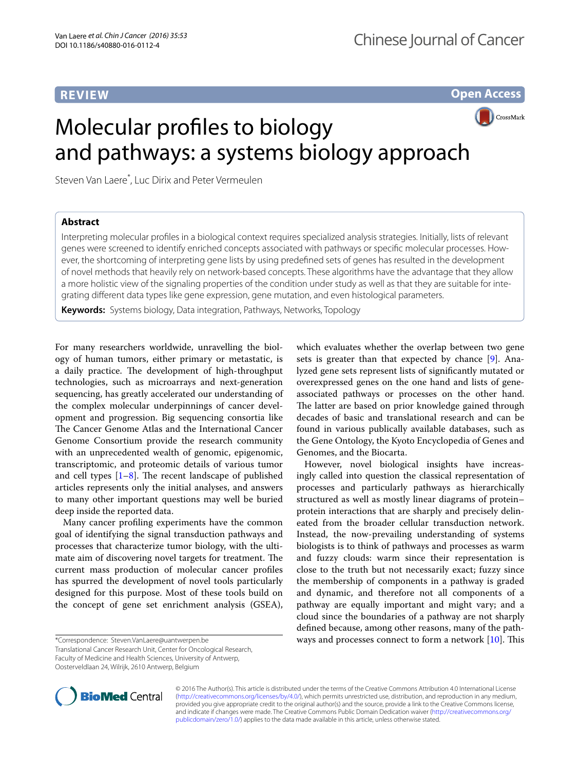REVIEW

Open Access

# Molecular profiles to biology and pathways: a systems biology approach

Steven Van Laere*, Luc Dirix and Peter Vermeulen

## Abstract

Interpreting molecular profiles in a biological context requires specialized analysis strategies. Initially, lists of relevant genes were screened to identify enriched concepts associated with pathways or specific molecular processes. However, the shortcoming of interpreting gene lists by using predefined sets of genes has resulted in the development of novel methods that heavily rely on network-based concepts. These algorithms have the advantage that they allow a more holistic view of the signaling properties of the condition under study as well as that they are suitable for integrating different data types like gene expression, gene mutation, and even histological parameters.

**Keywords:** Systems biology, Data integration, Pathways, Networks, Topology

For many researchers worldwide, unravelling the biology of human tumors, either primary or metastatic, is a daily practice. The development of high-throughput technologies, such as microarrays and next-generation sequencing, has greatly accelerated our understanding of the complex molecular underpinnings of cancer development and progression. Big sequencing consortia like The Cancer Genome Atlas and the International Cancer Genome Consortium provide the research community with an unprecedented wealth of genomic, epigenomic, transcriptomic, and proteomic details of various tumor and cell types [1–8]. The recent landscape of published articles represents only the initial analyses, and answers to many other important questions may well be buried deep inside the reported data.

Many cancer profiling experiments have the common goal of identifying the signal transduction pathways and processes that characterize tumor biology, with the ultimate aim of discovering novel targets for treatment. The current mass production of molecular cancer profiles has spurred the development of novel tools particularly designed for this purpose. Most of these tools build on the concept of gene set enrichment analysis (GSEA), which evaluates whether the overlap between two gene sets is greater than that expected by chance [9]. Analyzed gene sets represent lists of significantly mutated or overexpressed genes on the one hand and lists of gene-associated pathways or processes on the other hand. The latter are based on prior knowledge gained through decades of basic and translational research and can be found in various publically available databases, such as the Gene Ontology, the Kyoto Encyclopedia of Genes and Genomes, and the Biocarta.

However, novel biological insights have increasingly called into question the classical representation of processes and particularly pathways as hierarchically structured as well as mostly linear diagrams of protein–protein interactions that are sharply and precisely delineated from the broader cellular transduction network. Instead, the now-prevailing understanding of systems biologists is to think of pathways and processes as warm and fuzzy clouds: warm since their representation is close to the truth but not necessarily exact; fuzzy since the membership of components in a pathway is graded and dynamic, and therefore not all components of a pathway are equally important and might vary; and a cloud since the boundaries of a pathway are not sharply defined because, among other reasons, many of the pathways and processes connect to form a network [10]. This

*Correspondence: Steven.VanLaere@uantwerpen.be
Translational Cancer Research Unit, Center for Oncological Research, Faculty of Medicine and Health Sciences, University of Antwerp, Oosterveldlaan 24, Wilrijk, 2610 Antwerp, Belgium

© 2016 The Author(s). This article is distributed under the terms of the Creative Commons Attribution 4.0 International License (http://creativecommons.org/licenses/by/4.0/), which permits unrestricted use, distribution, and reproduction in any medium, provided you give appropriate credit to the original author(s) and the source, provide a link to the Creative Commons license, and indicate if changes were made. The Creative Commons Public Domain Dedication waiver (http://creativecommons.org/publicdomain/zero/1.0/) applies to the data made available in this article, unless otherwise stated.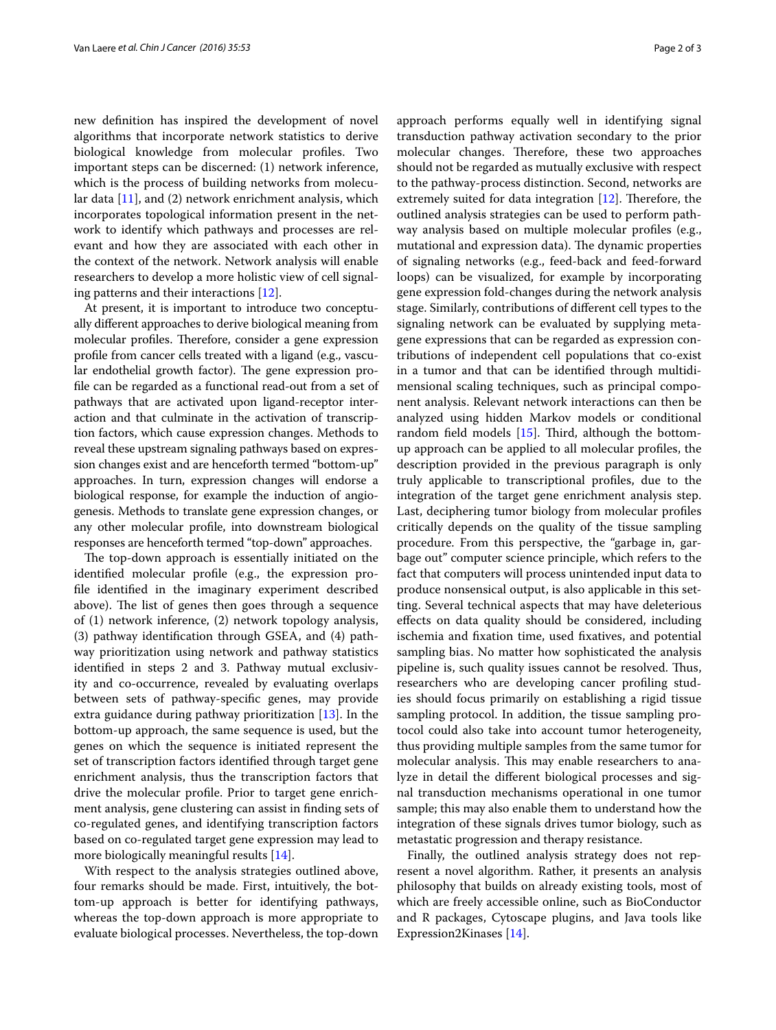new definition has inspired the development of novel algorithms that incorporate network statistics to derive biological knowledge from molecular profiles. Two important steps can be discerned: (1) network inference, which is the process of building networks from molecular data [11], and (2) network enrichment analysis, which incorporates topological information present in the network to identify which pathways and processes are relevant and how they are associated with each other in the context of the network. Network analysis will enable researchers to develop a more holistic view of cell signaling patterns and their interactions [12].

At present, it is important to introduce two conceptually different approaches to derive biological meaning from molecular profiles. Therefore, consider a gene expression profile from cancer cells treated with a ligand (e.g., vascular endothelial growth factor). The gene expression profile can be regarded as a functional read-out from a set of pathways that are activated upon ligand-receptor interaction and that culminate in the activation of transcription factors, which cause expression changes. Methods to reveal these upstream signaling pathways based on expression changes exist and are henceforth termed "bottom-up" approaches. In turn, expression changes will endorse a biological response, for example the induction of angiogenesis. Methods to translate gene expression changes, or any other molecular profile, into downstream biological responses are henceforth termed "top-down" approaches.

The top-down approach is essentially initiated on the identified molecular profile (e.g., the expression profile identified in the imaginary experiment described above). The list of genes then goes through a sequence of (1) network inference, (2) network topology analysis, (3) pathway identification through GSEA, and (4) pathway prioritization using network and pathway statistics identified in steps 2 and 3. Pathway mutual exclusivity and co-occurrence, revealed by evaluating overlaps between sets of pathway-specific genes, may provide extra guidance during pathway prioritization [13]. In the bottom-up approach, the same sequence is used, but the genes on which the sequence is initiated represent the set of transcription factors identified through target gene enrichment analysis, thus the transcription factors that drive the molecular profile. Prior to target gene enrichment analysis, gene clustering can assist in finding sets of co-regulated genes, and identifying transcription factors based on co-regulated target gene expression may lead to more biologically meaningful results [14].

With respect to the analysis strategies outlined above, four remarks should be made. First, intuitively, the bottom-up approach is better for identifying pathways, whereas the top-down approach is more appropriate to evaluate biological processes. Nevertheless, the top-down approach performs equally well in identifying signal transduction pathway activation secondary to the prior molecular changes. Therefore, these two approaches should not be regarded as mutually exclusive with respect to the pathway-process distinction. Second, networks are extremely suited for data integration [12]. Therefore, the outlined analysis strategies can be used to perform pathway analysis based on multiple molecular profiles (e.g., mutational and expression data). The dynamic properties of signaling networks (e.g., feed-back and feed-forward loops) can be visualized, for example by incorporating gene expression fold-changes during the network analysis stage. Similarly, contributions of different cell types to the signaling network can be evaluated by supplying metagene expressions that can be regarded as expression contributions of independent cell populations that co-exist in a tumor and that can be identified through multidimensional scaling techniques, such as principal component analysis. Relevant network interactions can then be analyzed using hidden Markov models or conditional random field models [15]. Third, although the bottom-up approach can be applied to all molecular profiles, the description provided in the previous paragraph is only truly applicable to transcriptional profiles, due to the integration of the target gene enrichment analysis step. Last, deciphering tumor biology from molecular profiles critically depends on the quality of the tissue sampling procedure. From this perspective, the "garbage in, garbage out" computer science principle, which refers to the fact that computers will process unintended input data to produce nonsensical output, is also applicable in this setting. Several technical aspects that may have deleterious effects on data quality should be considered, including ischemia and fixation time, used fixatives, and potential sampling bias. No matter how sophisticated the analysis pipeline is, such quality issues cannot be resolved. Thus, researchers who are developing cancer profiling studies should focus primarily on establishing a rigid tissue sampling protocol. In addition, the tissue sampling protocol could also take into account tumor heterogeneity, thus providing multiple samples from the same tumor for molecular analysis. This may enable researchers to analyze in detail the different biological processes and signal transduction mechanisms operational in one tumor sample; this may also enable them to understand how the integration of these signals drives tumor biology, such as metastatic progression and therapy resistance.

Finally, the outlined analysis strategy does not represent a novel algorithm. Rather, it presents an analysis philosophy that builds on already existing tools, most of which are freely accessible online, such as BioConductor and R packages, Cytoscape plugins, and Java tools like Expression2Kinases [14].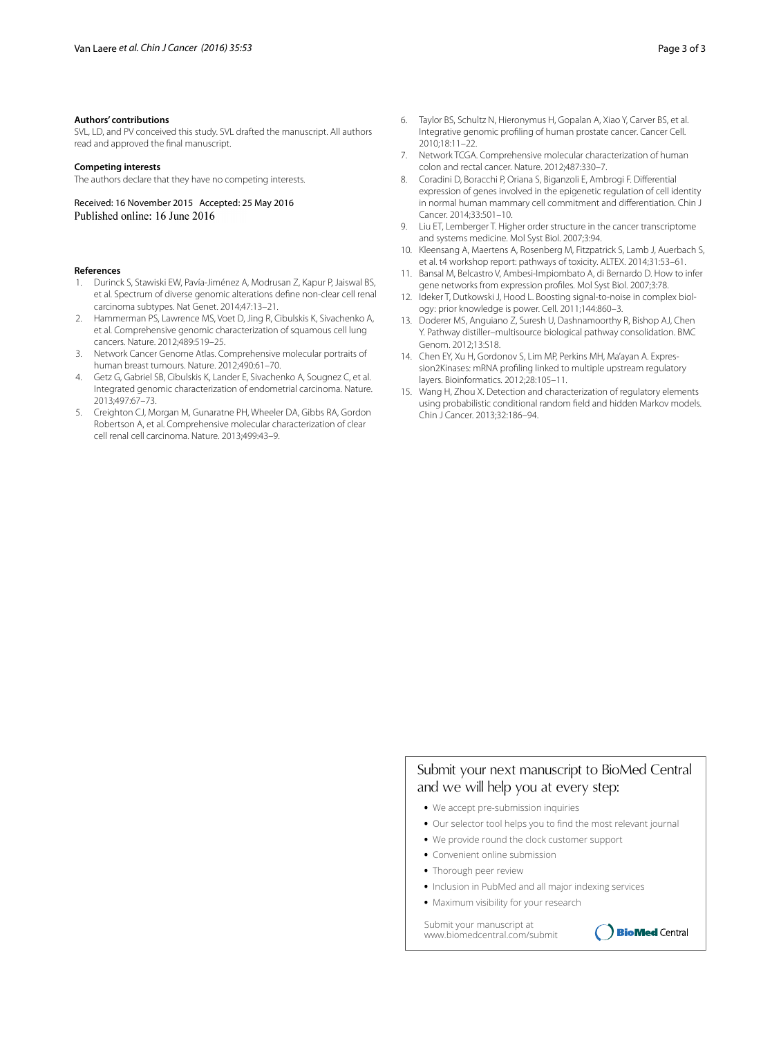**Authors' contributions**

SVL, LD, and PV conceived this study. SVL drafted the manuscript. All authors read and approved the final manuscript.

**Competing interests**

The authors declare that they have no competing interests.

Received: 16 November 2015 Accepted: 25 May 2016
Published online: 16 June 2016

**References**

1. Durinck S, Stawiski EW, Pavía-Jiménez A, Modrusan Z, Kapur P, Jaiswal BS, et al. Spectrum of diverse genomic alterations define non-clear cell renal carcinoma subtypes. Nat Genet. 2014;47:13–21.
2. Hammerman PS, Lawrence MS, Voet D, Jing R, Cibulskis K, Sivachenko A, et al. Comprehensive genomic characterization of squamous cell lung cancers. Nature. 2012;489:519–25.
3. Network Cancer Genome Atlas. Comprehensive molecular portraits of human breast tumours. Nature. 2012;490:61–70.
4. Getz G, Gabriel SB, Cibulskis K, Lander E, Sivachenko A, Sougnez C, et al. Integrated genomic characterization of endometrial carcinoma. Nature. 2013;497:67–73.
5. Creighton CJ, Morgan M, Gunaratne PH, Wheeler DA, Gibbs RA, Gordon Robertson A, et al. Comprehensive molecular characterization of clear cell renal cell carcinoma. Nature. 2013;499:43–9.
6. Taylor BS, Schultz N, Hieronymus H, Gopalan A, Xiao Y, Carver BS, et al. Integrative genomic profiling of human prostate cancer. Cancer Cell. 2010;18:11–22.
7. Network TCGA. Comprehensive molecular characterization of human colon and rectal cancer. Nature. 2012;487:330–7.
8. Coradini D, Boracchi P, Oriana S, Biganzoli E, Ambrogi F. Differential expression of genes involved in the epigenetic regulation of cell identity in normal human mammary cell commitment and differentiation. Chin J Cancer. 2014;33:501–10.
9. Liu ET, Lemberger T. Higher order structure in the cancer transcriptome and systems medicine. Mol Syst Biol. 2007;3:94.
10. Kleensang A, Maertens A, Rosenberg M, Fitzpatrick S, Lamb J, Auerbach S, et al. t4 workshop report: pathways of toxicity. ALTEX. 2014;31:53–61.
11. Bansal M, Belcastro V, Ambesi-Impiombato A, di Bernardo D. How to infer gene networks from expression profiles. Mol Syst Biol. 2007;3:78.
12. Ideker T, Dutkowski J, Hood L. Boosting signal-to-noise in complex biology: prior knowledge is power. Cell. 2011;144:860–3.
13. Doderer MS, Anguiano Z, Suresh U, Dashnamoorthy R, Bishop AJ, Chen Y. Pathway distiller–multisource biological pathway consolidation. BMC Genom. 2012;13:S18.
14. Chen EY, Xu H, Gordonov S, Lim MP, Perkins MH, Ma'ayan A. Expression2Kinases: mRNA profiling linked to multiple upstream regulatory layers. Bioinformatics. 2012;28:105–11.
15. Wang H, Zhou X. Detection and characterization of regulatory elements using probabilistic conditional random field and hidden Markov models. Chin J Cancer. 2013;32:186–94.

Submit your next manuscript to BioMed Central and we will help you at every step:

- We accept pre-submission inquiries
- Our selector tool helps you to find the most relevant journal
- We provide round the clock customer support
- Convenient online submission
- Thorough peer review
- Inclusion in PubMed and all major indexing services
- Maximum visibility for your research

Submit your manuscript at
www.biomedcentral.com/submit

BioMed Central